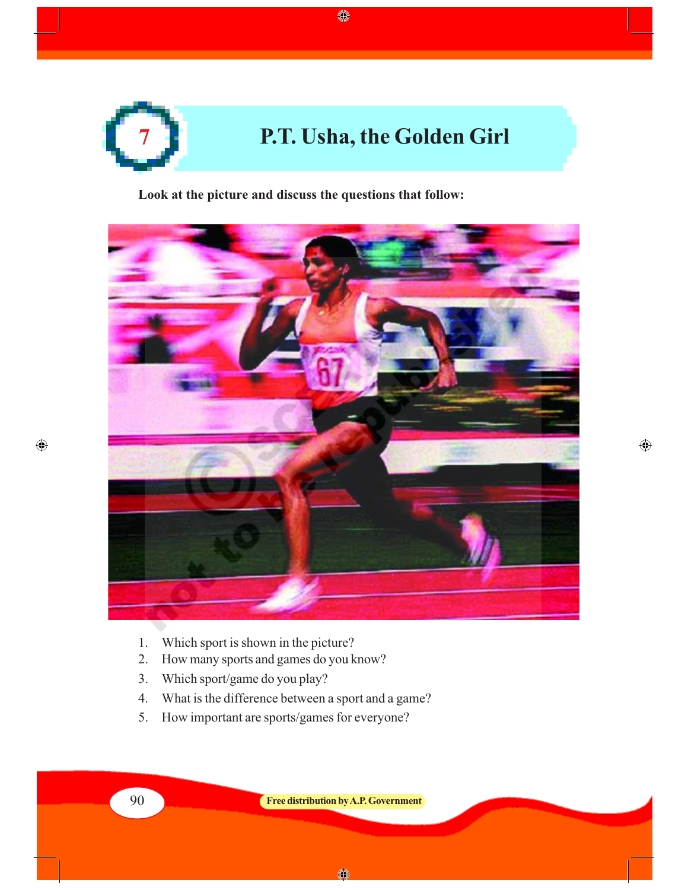# 7 P.T. Usha, the Golden Girl

**Look at the picture and discuss the questions that follow:**

1. Which sport is shown in the picture?
2. How many sports and games do you know?
3. Which sport/game do you play?
4. What is the difference between a sport and a game?
5. How important are sports/games for everyone?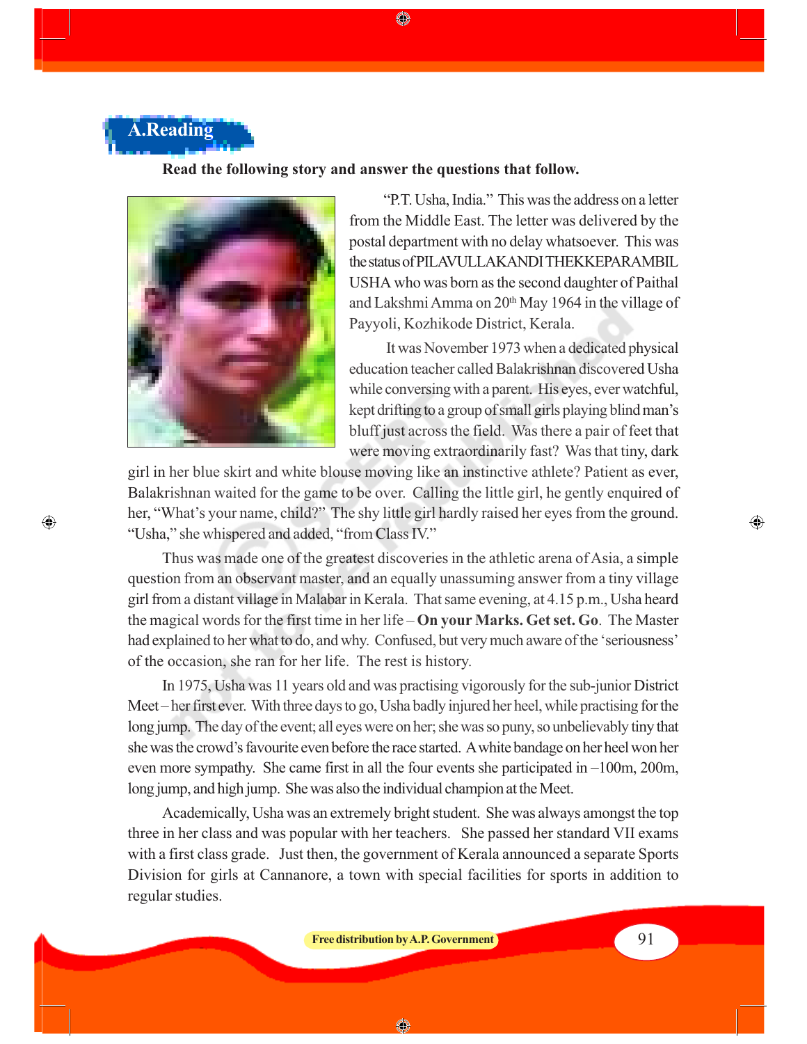## A.Reading

**Read the following story and answer the questions that follow.**

"P.T. Usha, India." This was the address on a letter from the Middle East. The letter was delivered by the postal department with no delay whatsoever. This was the status of PILAVULLAKANDI THEKKEPARAMBIL USHA who was born as the second daughter of Paithal and Lakshmi Amma on 20th May 1964 in the village of Payyoli, Kozhikode District, Kerala.

It was November 1973 when a dedicated physical education teacher called Balakrishnan discovered Usha while conversing with a parent. His eyes, ever watchful, kept drifting to a group of small girls playing blind man's bluff just across the field. Was there a pair of feet that were moving extraordinarily fast? Was that tiny, dark girl in her blue skirt and white blouse moving like an instinctive athlete? Patient as ever, Balakrishnan waited for the game to be over. Calling the little girl, he gently enquired of her, "What's your name, child?" The shy little girl hardly raised her eyes from the ground. "Usha," she whispered and added, "from Class IV."

Thus was made one of the greatest discoveries in the athletic arena of Asia, a simple question from an observant master, and an equally unassuming answer from a tiny village girl from a distant village in Malabar in Kerala. That same evening, at 4.15 p.m., Usha heard the magical words for the first time in her life – **On your Marks. Get set. Go**. The Master had explained to her what to do, and why. Confused, but very much aware of the 'seriousness' of the occasion, she ran for her life. The rest is history.

In 1975, Usha was 11 years old and was practising vigorously for the sub-junior District Meet – her first ever. With three days to go, Usha badly injured her heel, while practising for the long jump. The day of the event; all eyes were on her; she was so puny, so unbelievably tiny that she was the crowd's favourite even before the race started. A white bandage on her heel won her even more sympathy. She came first in all the four events she participated in –100m, 200m, long jump, and high jump. She was also the individual champion at the Meet.

Academically, Usha was an extremely bright student. She was always amongst the top three in her class and was popular with her teachers. She passed her standard VII exams with a first class grade. Just then, the government of Kerala announced a separate Sports Division for girls at Cannanore, a town with special facilities for sports in addition to regular studies.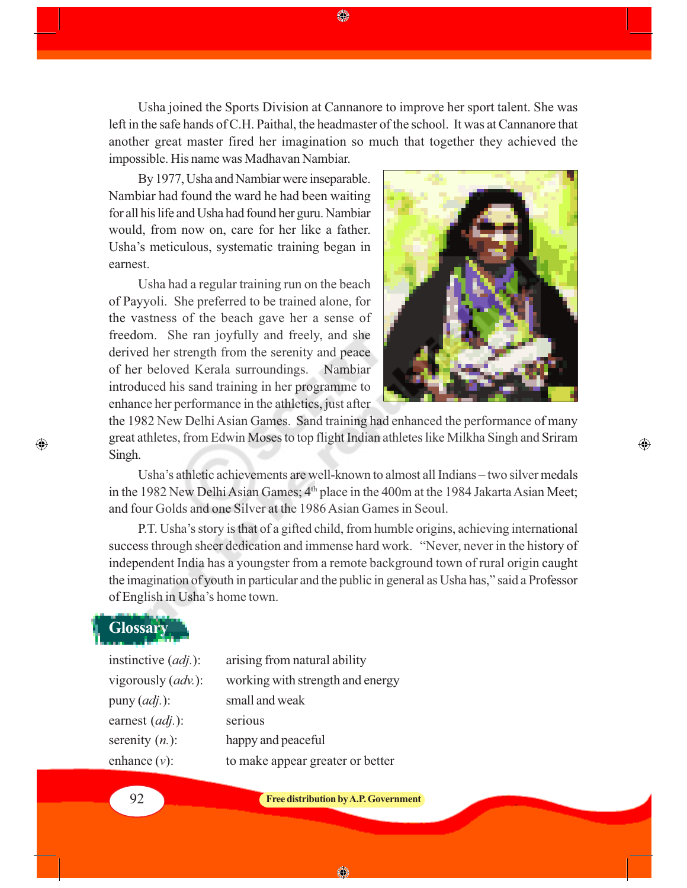Usha joined the Sports Division at Cannanore to improve her sport talent. She was left in the safe hands of C.H. Paithal, the headmaster of the school. It was at Cannanore that another great master fired her imagination so much that together they achieved the impossible. His name was Madhavan Nambiar.

By 1977, Usha and Nambiar were inseparable. Nambiar had found the ward he had been waiting for all his life and Usha had found her guru. Nambiar would, from now on, care for her like a father. Usha's meticulous, systematic training began in earnest.

Usha had a regular training run on the beach of Payyoli. She preferred to be trained alone, for the vastness of the beach gave her a sense of freedom. She ran joyfully and freely, and she derived her strength from the serenity and peace of her beloved Kerala surroundings. Nambiar introduced his sand training in her programme to enhance her performance in the athletics, just after the 1982 New Delhi Asian Games. Sand training had enhanced the performance of many great athletes, from Edwin Moses to top flight Indian athletes like Milkha Singh and Sriram Singh.

Usha's athletic achievements are well-known to almost all Indians – two silver medals in the 1982 New Delhi Asian Games; 4th place in the 400m at the 1984 Jakarta Asian Meet; and four Golds and one Silver at the 1986 Asian Games in Seoul.

P.T. Usha's story is that of a gifted child, from humble origins, achieving international success through sheer dedication and immense hard work. "Never, never in the history of independent India has a youngster from a remote background town of rural origin caught the imagination of youth in particular and the public in general as Usha has," said a Professor of English in Usha's home town.

## Glossary

| | |
|---|---|
| instinctive (*adj.*): | arising from natural ability |
| vigorously (*adv.*): | working with strength and energy |
| puny (*adj.*): | small and weak |
| earnest (*adj.*): | serious |
| serenity (*n.*): | happy and peaceful |
| enhance (*v*): | to make appear greater or better |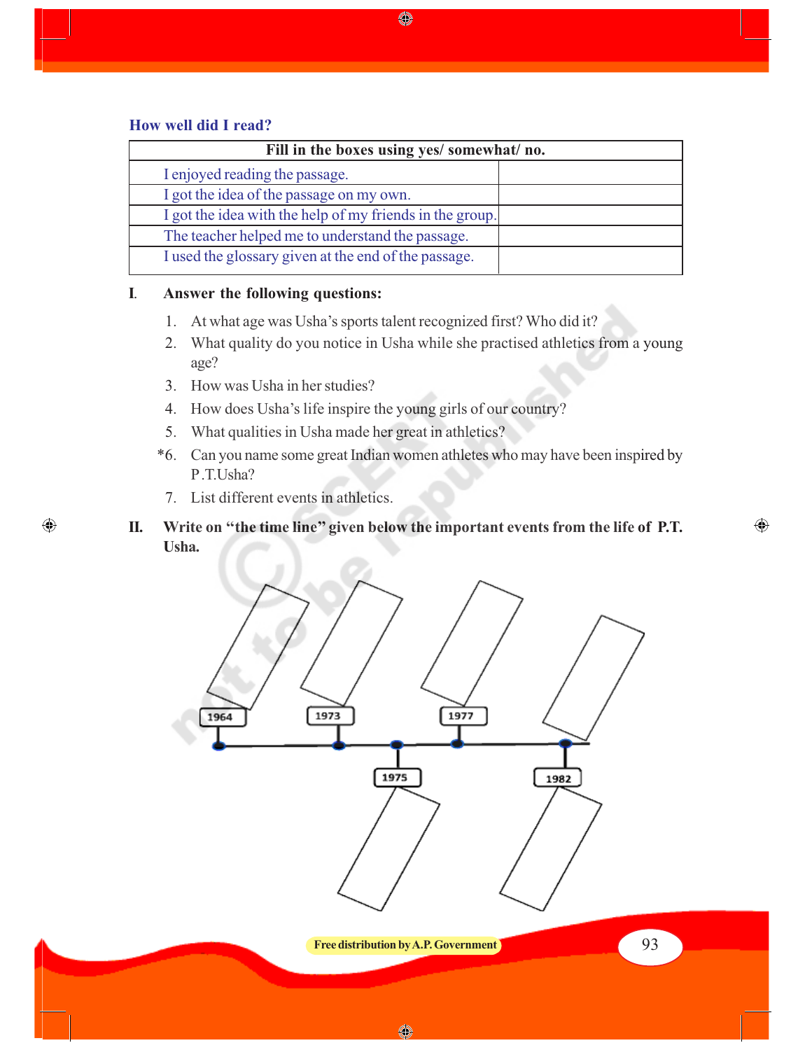### How well did I read?

| Fill in the boxes using yes/ somewhat/ no. | |
|---|---|
| I enjoyed reading the passage. | |
| I got the idea of the passage on my own. | |
| I got the idea with the help of my friends in the group. | |
| The teacher helped me to understand the passage. | |
| I used the glossary given at the end of the passage. | |

**I. Answer the following questions:**

1. At what age was Usha's sports talent recognized first? Who did it?
2. What quality do you notice in Usha while she practised athletics from a young age?
3. How was Usha in her studies?
4. How does Usha's life inspire the young girls of our country?
5. What qualities in Usha made her great in athletics?

*6. Can you name some great Indian women athletes who may have been inspired by P.T.Usha?

7. List different events in athletics.

**II. Write on "the time line" given below the important events from the life of P.T. Usha.**

1964 — 1973 — 1975 — 1977 — 1982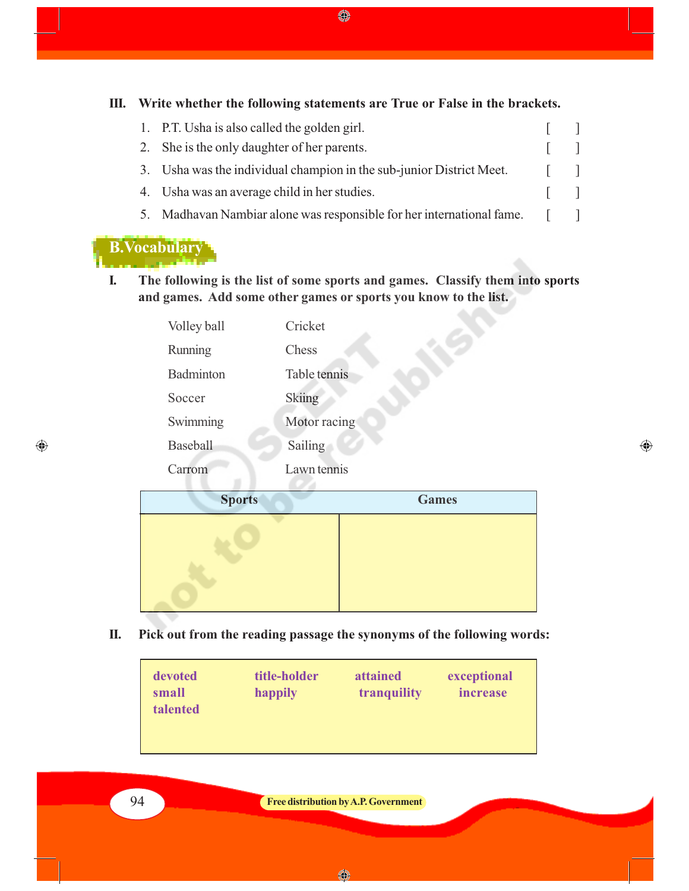**III. Write whether the following statements are True or False in the brackets.**

1. P.T. Usha is also called the golden girl. [ ]
2. She is the only daughter of her parents. [ ]
3. Usha was the individual champion in the sub-junior District Meet. [ ]
4. Usha was an average child in her studies. [ ]
5. Madhavan Nambiar alone was responsible for her international fame. [ ]

## B.Vocabulary

**I. The following is the list of some sports and games. Classify them into sports and games. Add some other games or sports you know to the list.**

| | |
|---|---|
| Volley ball | Cricket |
| Running | Chess |
| Badminton | Table tennis |
| Soccer | Skiing |
| Swimming | Motor racing |
| Baseball | Sailing |
| Carrom | Lawn tennis |

| Sports | Games |
|---|---|
| | |

**II. Pick out from the reading passage the synonyms of the following words:**

| | | | |
|---|---|---|---|
| devoted | title-holder | attained | exceptional |
| small | happily | tranquility | increase |
| talented | | | |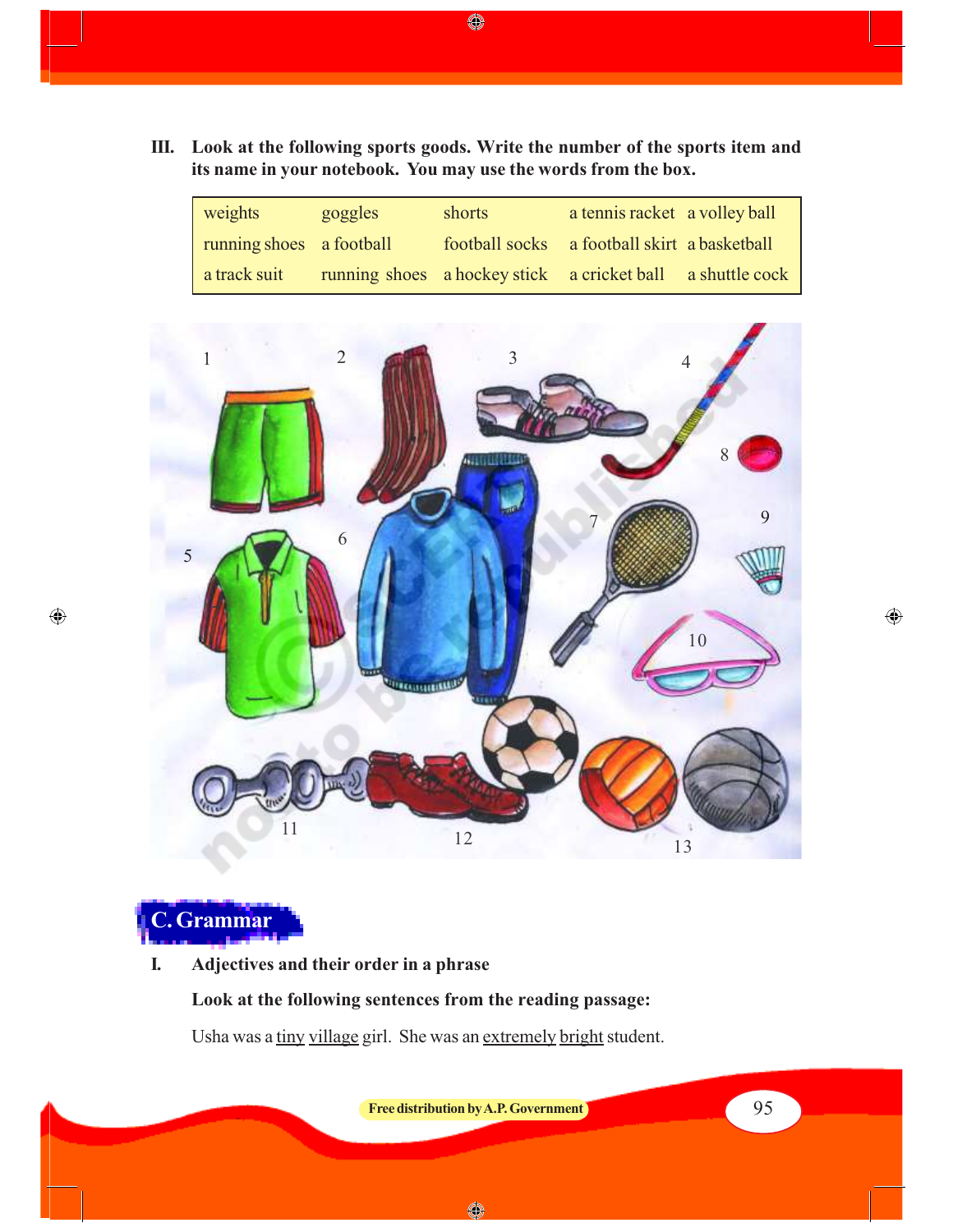III. **Look at the following sports goods. Write the number of the sports item and its name in your notebook. You may use the words from the box.**

| weights | goggles | shorts | a tennis racket | a volley ball |
|---|---|---|---|---|
| running shoes | a football | football socks | a football skirt | a basketball |
| a track suit | running shoes | a hockey stick | a cricket ball | a shuttle cock |

## C. Grammar

### I. Adjectives and their order in a phrase

**Look at the following sentences from the reading passage:**

Usha was a tiny village girl. She was an extremely bright student.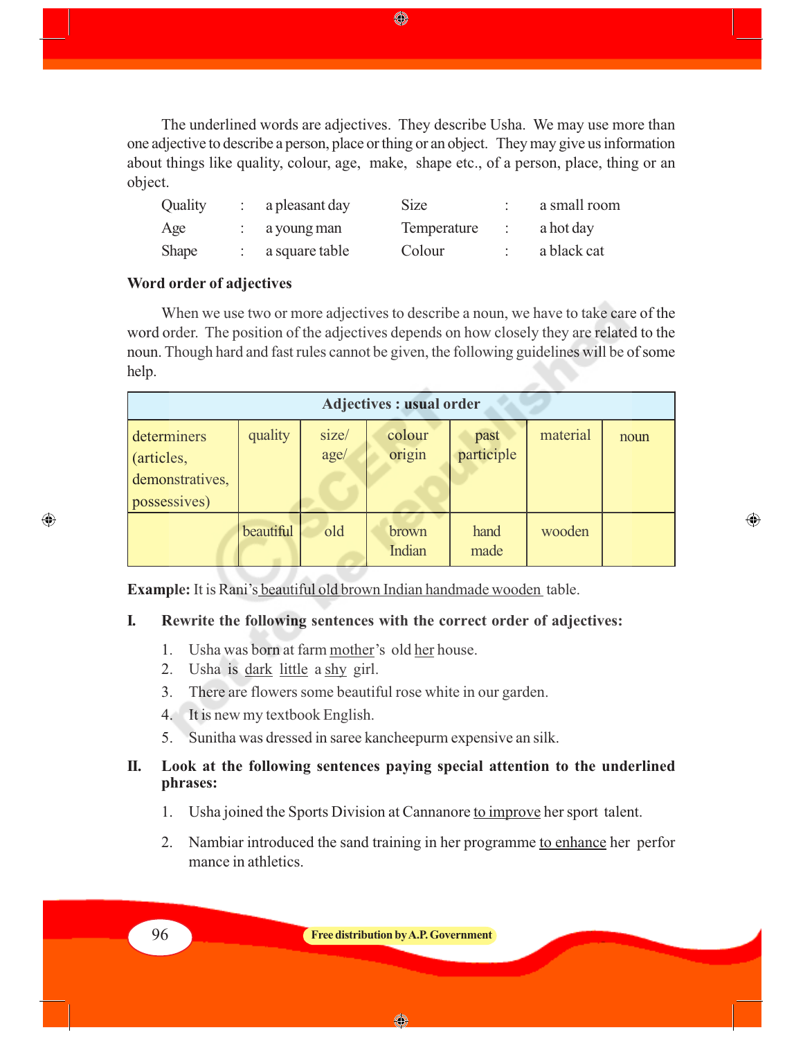The underlined words are adjectives. They describe Usha. We may use more than one adjective to describe a person, place or thing or an object. They may give us information about things like quality, colour, age, make, shape etc., of a person, place, thing or an object.

| | | | | | |
|---|---|---|---|---|---|
| Quality | : | a pleasant day | Size | : | a small room |
| Age | : | a young man | Temperature | : | a hot day |
| Shape | : | a square table | Colour | : | a black cat |

**Word order of adjectives**

When we use two or more adjectives to describe a noun, we have to take care of the word order. The position of the adjectives depends on how closely they are related to the noun. Though hard and fast rules cannot be given, the following guidelines will be of some help.

| Adjectives : usual order | | | | | | |
|---|---|---|---|---|---|---|
| determiners (articles, demonstratives, possessives) | quality | size/ age/ | colour origin | past participle | material | noun |
| | beautiful | old | brown Indian | hand made | wooden | |

**Example:** It is Rani's <u>beautiful old brown Indian handmade wooden</u> table.

**I. Rewrite the following sentences with the correct order of adjectives:**

1. Usha was born at farm <u>mother</u>'s old <u>her</u> house.
2. Usha is <u>dark</u> <u>little</u> a <u>shy</u> girl.
3. There are flowers some beautiful rose white in our garden.
4. It is new my textbook English.
5. Sunitha was dressed in saree kancheepurm expensive an silk.

**II. Look at the following sentences paying special attention to the underlined phrases:**

1. Usha joined the Sports Division at Cannanore <u>to improve</u> her sport talent.
2. Nambiar introduced the sand training in her programme <u>to enhance</u> her perfor mance in athletics.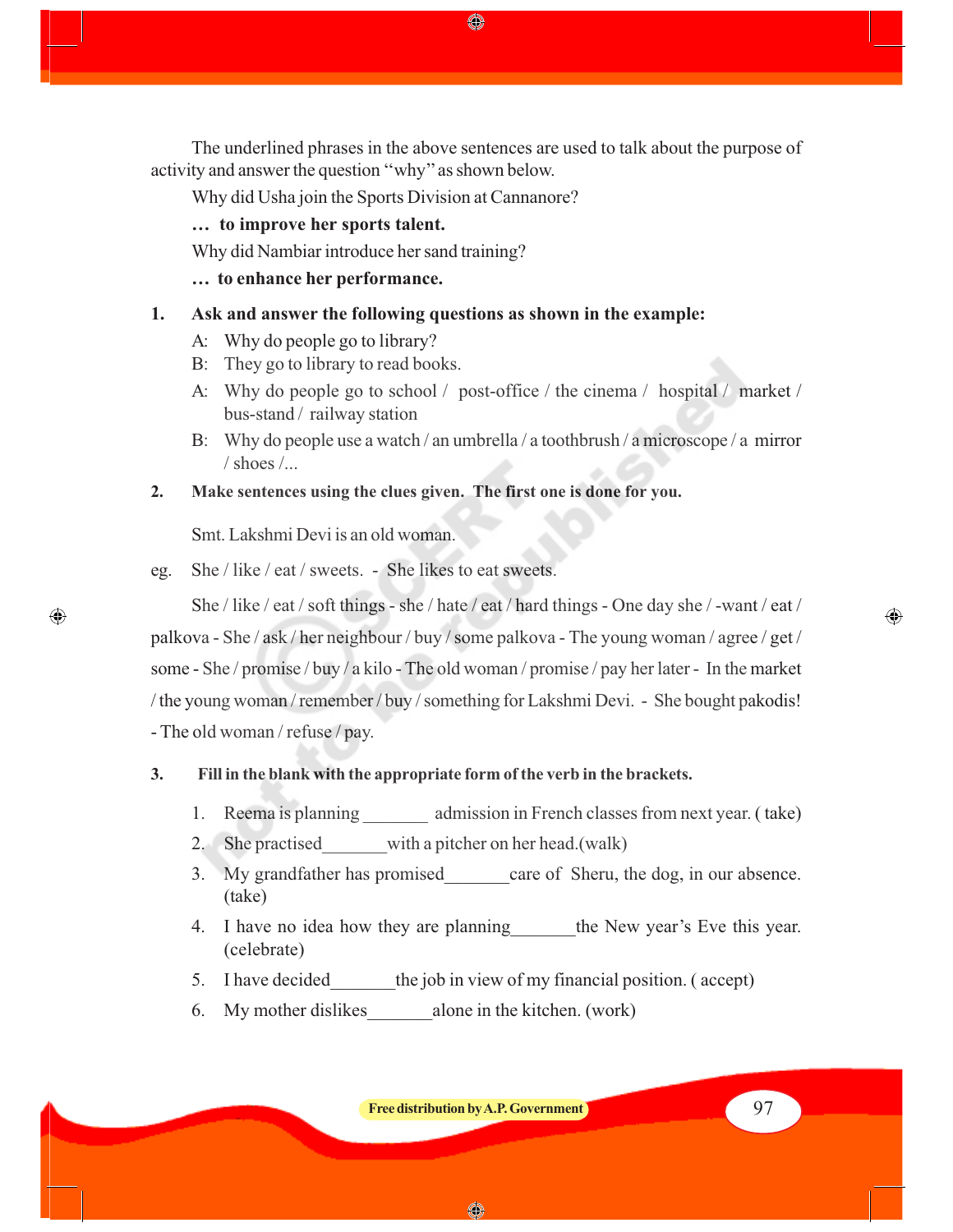The underlined phrases in the above sentences are used to talk about the purpose of activity and answer the question "why" as shown below.

Why did Usha join the Sports Division at Cannanore?

**… to improve her sports talent.**

Why did Nambiar introduce her sand training?

**… to enhance her performance.**

1. **Ask and answer the following questions as shown in the example:**

   A: Why do people go to library?

   B: They go to library to read books.

   A: Why do people go to school / post-office / the cinema / hospital / market / bus-stand / railway station

   B: Why do people use a watch / an umbrella / a toothbrush / a microscope / a mirror / shoes /...

2. **Make sentences using the clues given. The first one is done for you.**

   Smt. Lakshmi Devi is an old woman.

eg. She / like / eat / sweets. - She likes to eat sweets.

She / like / eat / soft things - she / hate / eat / hard things - One day she / -want / eat / palkova - She / ask / her neighbour / buy / some palkova - The young woman / agree / get / some - She / promise / buy / a kilo - The old woman / promise / pay her later - In the market / the young woman / remember / buy / something for Lakshmi Devi. - She bought pakodis! - The old woman / refuse / pay.

3. **Fill in the blank with the appropriate form of the verb in the brackets.**

   1. Reema is planning _______ admission in French classes from next year. ( take)
   2. She practised_______with a pitcher on her head.(walk)
   3. My grandfather has promised_______care of Sheru, the dog, in our absence. (take)
   4. I have no idea how they are planning_______the New year's Eve this year. (celebrate)
   5. I have decided_______the job in view of my financial position. ( accept)
   6. My mother dislikes_______alone in the kitchen. (work)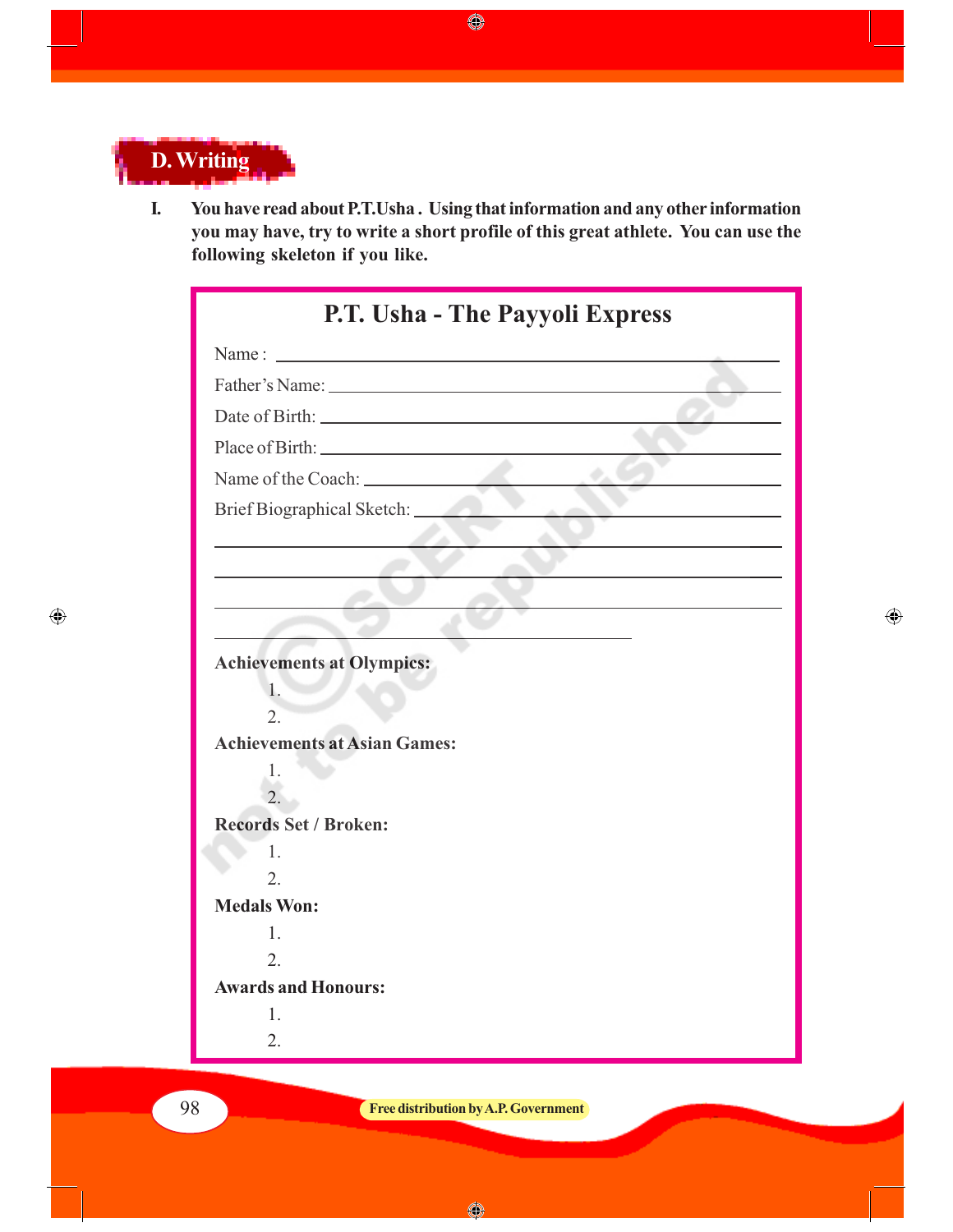## D. Writing

I. **You have read about P.T.Usha . Using that information and any other information you may have, try to write a short profile of this great athlete. You can use the following skeleton if you like.**

### P.T. Usha - The Payyoli Express

Name : ____________________________________________

Father's Name: ______________________________________

Date of Birth: _______________________________________

Place of Birth: ______________________________________

Name of the Coach: __________________________________

Brief Biographical Sketch: ____________________________

____________________________________________________

____________________________________________________

____________________________________________________

______________________________________

**Achievements at Olympics:**

1.
2.

**Achievements at Asian Games:**

1.
2.

**Records Set / Broken:**

1.
2.

**Medals Won:**

1.
2.

**Awards and Honours:**

1.
2.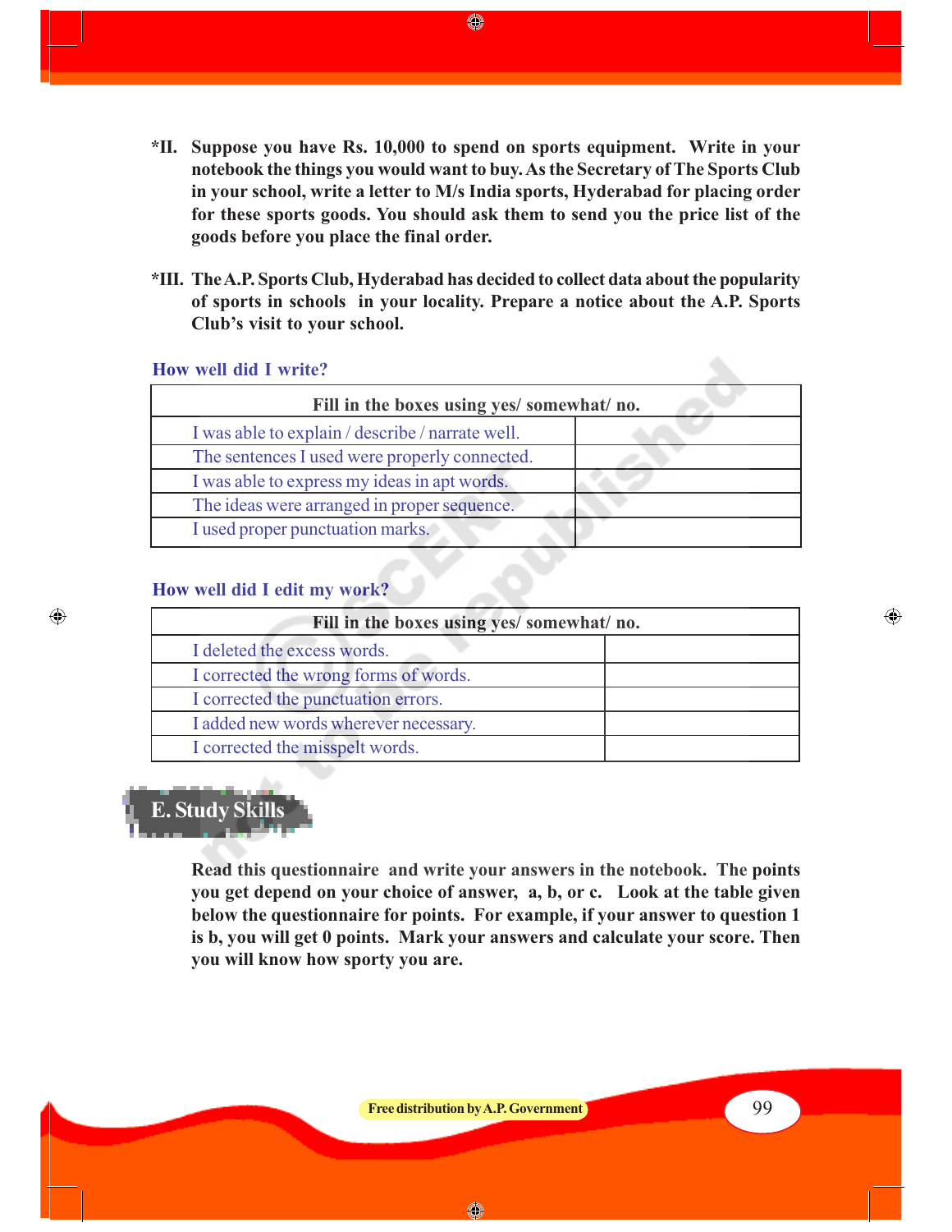**\*II. Suppose you have Rs. 10,000 to spend on sports equipment. Write in your notebook the things you would want to buy. As the Secretary of The Sports Club in your school, write a letter to M/s India sports, Hyderabad for placing order for these sports goods. You should ask them to send you the price list of the goods before you place the final order.**

**\*III. The A.P. Sports Club, Hyderabad has decided to collect data about the popularity of sports in schools in your locality. Prepare a notice about the A.P. Sports Club's visit to your school.**

### How well did I write?

| Fill in the boxes using yes/ somewhat/ no. | |
|---|---|
| I was able to explain / describe / narrate well. | |
| The sentences I used were properly connected. | |
| I was able to express my ideas in apt words. | |
| The ideas were arranged in proper sequence. | |
| I used proper punctuation marks. | |

### How well did I edit my work?

| Fill in the boxes using yes/ somewhat/ no. | |
|---|---|
| I deleted the excess words. | |
| I corrected the wrong forms of words. | |
| I corrected the punctuation errors. | |
| I added new words wherever necessary. | |
| I corrected the misspelt words. | |

## E. Study Skills

**Read this questionnaire and write your answers in the notebook. The points you get depend on your choice of answer, a, b, or c. Look at the table given below the questionnaire for points. For example, if your answer to question 1 is b, you will get 0 points. Mark your answers and calculate your score. Then you will know how sporty you are.**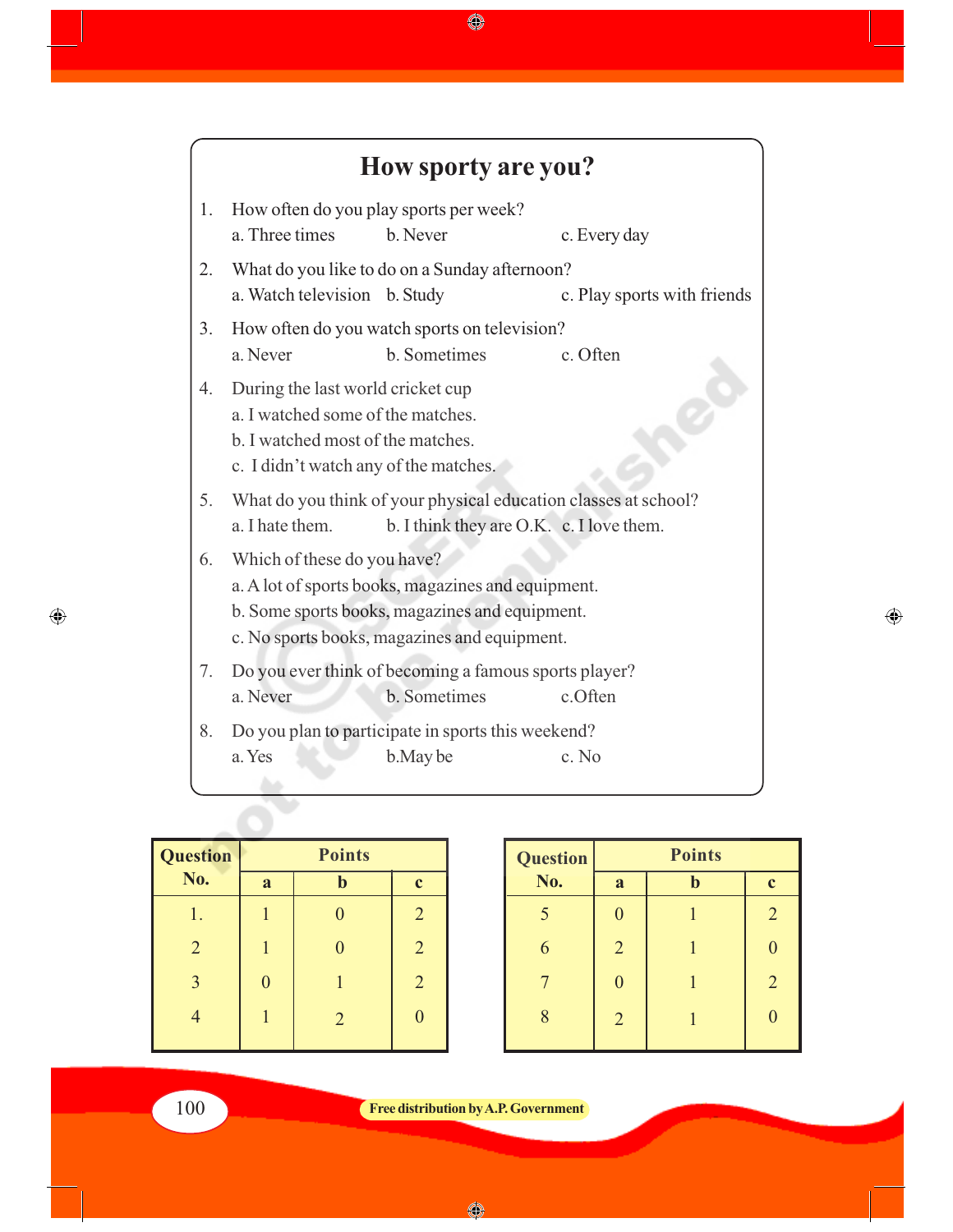## How sporty are you?

1. How often do you play sports per week?
   a. Three times b. Never c. Every day

2. What do you like to do on a Sunday afternoon?
   a. Watch television b. Study c. Play sports with friends

3. How often do you watch sports on television?
   a. Never b. Sometimes c. Often

4. During the last world cricket cup
   a. I watched some of the matches.
   b. I watched most of the matches.
   c. I didn't watch any of the matches.

5. What do you think of your physical education classes at school?
   a. I hate them. b. I think they are O.K. c. I love them.

6. Which of these do you have?
   a. A lot of sports books, magazines and equipment.
   b. Some sports books, magazines and equipment.
   c. No sports books, magazines and equipment.

7. Do you ever think of becoming a famous sports player?
   a. Never b. Sometimes c.Often

8. Do you plan to participate in sports this weekend?
   a. Yes b.May be c. No

| Question No. | Points | | |
|---|---|---|---|
| | a | b | c |
| 1. | 1 | 0 | 2 |
| 2 | 1 | 0 | 2 |
| 3 | 0 | 1 | 2 |
| 4 | 1 | 2 | 0 |

| Question No. | Points | | |
|---|---|---|---|
| | a | b | c |
| 5 | 0 | 1 | 2 |
| 6 | 2 | 1 | 0 |
| 7 | 0 | 1 | 2 |
| 8 | 2 | 1 | 0 |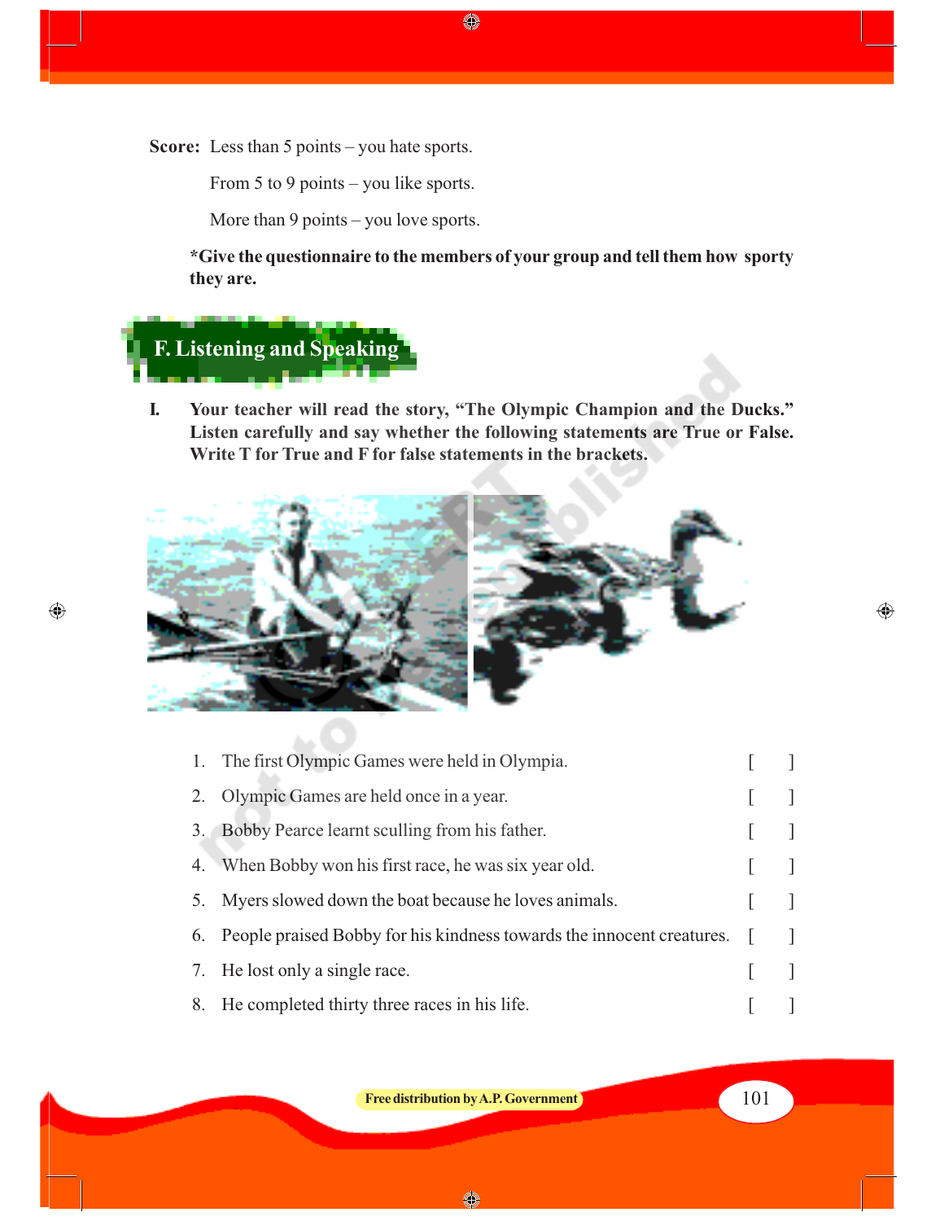**Score:** Less than 5 points – you hate sports.

From 5 to 9 points – you like sports.

More than 9 points – you love sports.

**\*Give the questionnaire to the members of your group and tell them how sporty they are.**

## F. Listening and Speaking

**I. Your teacher will read the story, "The Olympic Champion and the Ducks." Listen carefully and say whether the following statements are True or False. Write T for True and F for false statements in the brackets.**

1. The first Olympic Games were held in Olympia. [ ]
2. Olympic Games are held once in a year. [ ]
3. Bobby Pearce learnt sculling from his father. [ ]
4. When Bobby won his first race, he was six year old. [ ]
5. Myers slowed down the boat because he loves animals. [ ]
6. People praised Bobby for his kindness towards the innocent creatures. [ ]
7. He lost only a single race. [ ]
8. He completed thirty three races in his life. [ ]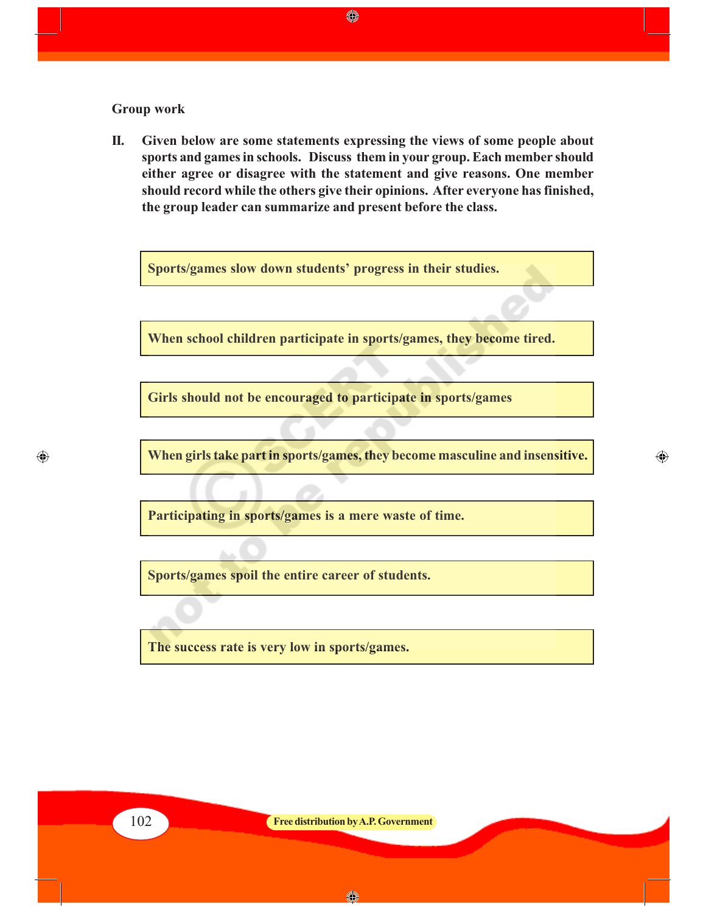**Group work**

**II. Given below are some statements expressing the views of some people about sports and games in schools. Discuss them in your group. Each member should either agree or disagree with the statement and give reasons. One member should record while the others give their opinions. After everyone has finished, the group leader can summarize and present before the class.**

**Sports/games slow down students' progress in their studies.**

**When school children participate in sports/games, they become tired.**

**Girls should not be encouraged to participate in sports/games**

**When girls take part in sports/games, they become masculine and insensitive.**

**Participating in sports/games is a mere waste of time.**

**Sports/games spoil the entire career of students.**

**The success rate is very low in sports/games.**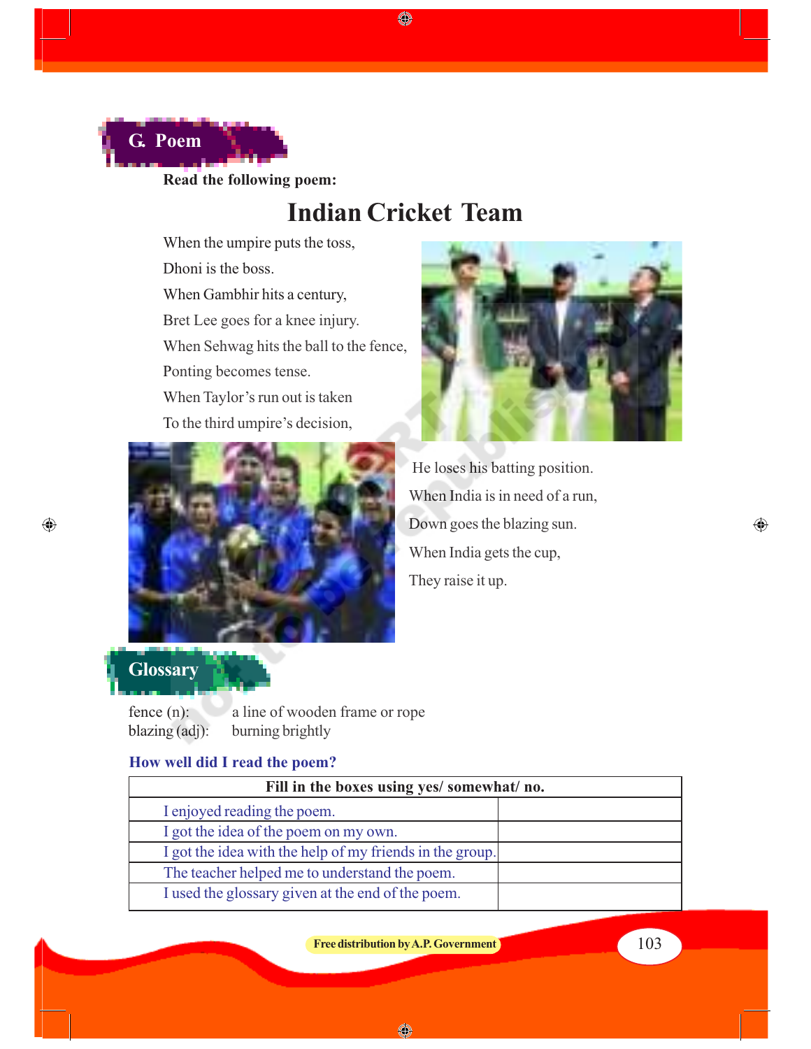## G. Poem

**Read the following poem:**

# Indian Cricket Team

When the umpire puts the toss,
Dhoni is the boss.
When Gambhir hits a century,
Bret Lee goes for a knee injury.
When Sehwag hits the ball to the fence,
Ponting becomes tense.
When Taylor's run out is taken
To the third umpire's decision,
He loses his batting position.
When India is in need of a run,
Down goes the blazing sun.
When India gets the cup,
They raise it up.

## Glossary

fence (n): a line of wooden frame or rope
blazing (adj): burning brightly

### How well did I read the poem?

| Fill in the boxes using yes/ somewhat/ no. | |
|---|---|
| I enjoyed reading the poem. | |
| I got the idea of the poem on my own. | |
| I got the idea with the help of my friends in the group. | |
| The teacher helped me to understand the poem. | |
| I used the glossary given at the end of the poem. | |

Free distribution by A.P. Government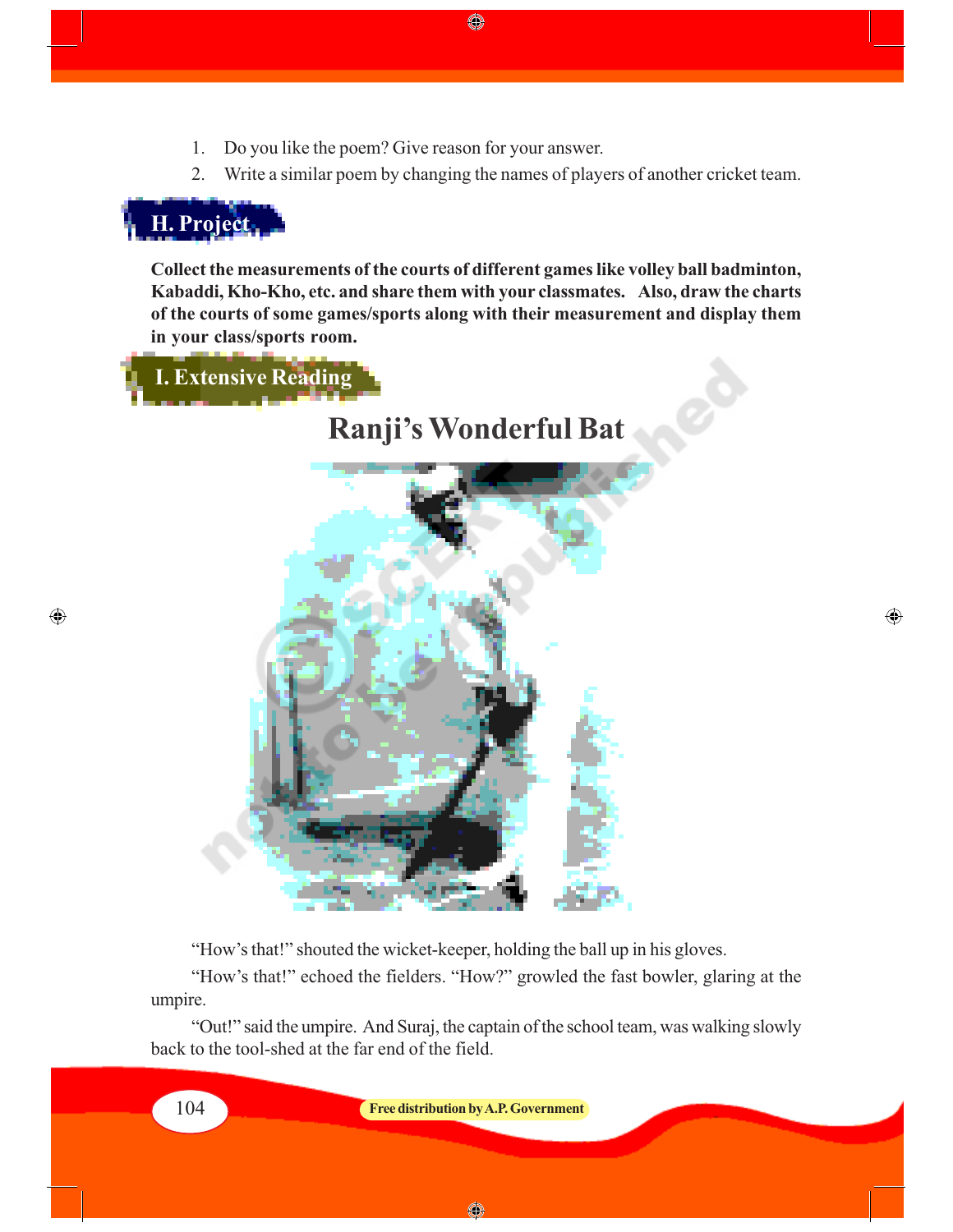1. Do you like the poem? Give reason for your answer.
2. Write a similar poem by changing the names of players of another cricket team.

## H. Project

**Collect the measurements of the courts of different games like volley ball badminton, Kabaddi, Kho-Kho, etc. and share them with your classmates. Also, draw the charts of the courts of some games/sports along with their measurement and display them in your class/sports room.**

## I. Extensive Reading

# Ranji's Wonderful Bat

"How's that!" shouted the wicket-keeper, holding the ball up in his gloves.

"How's that!" echoed the fielders. "How?" growled the fast bowler, glaring at the umpire.

"Out!" said the umpire. And Suraj, the captain of the school team, was walking slowly back to the tool-shed at the far end of the field.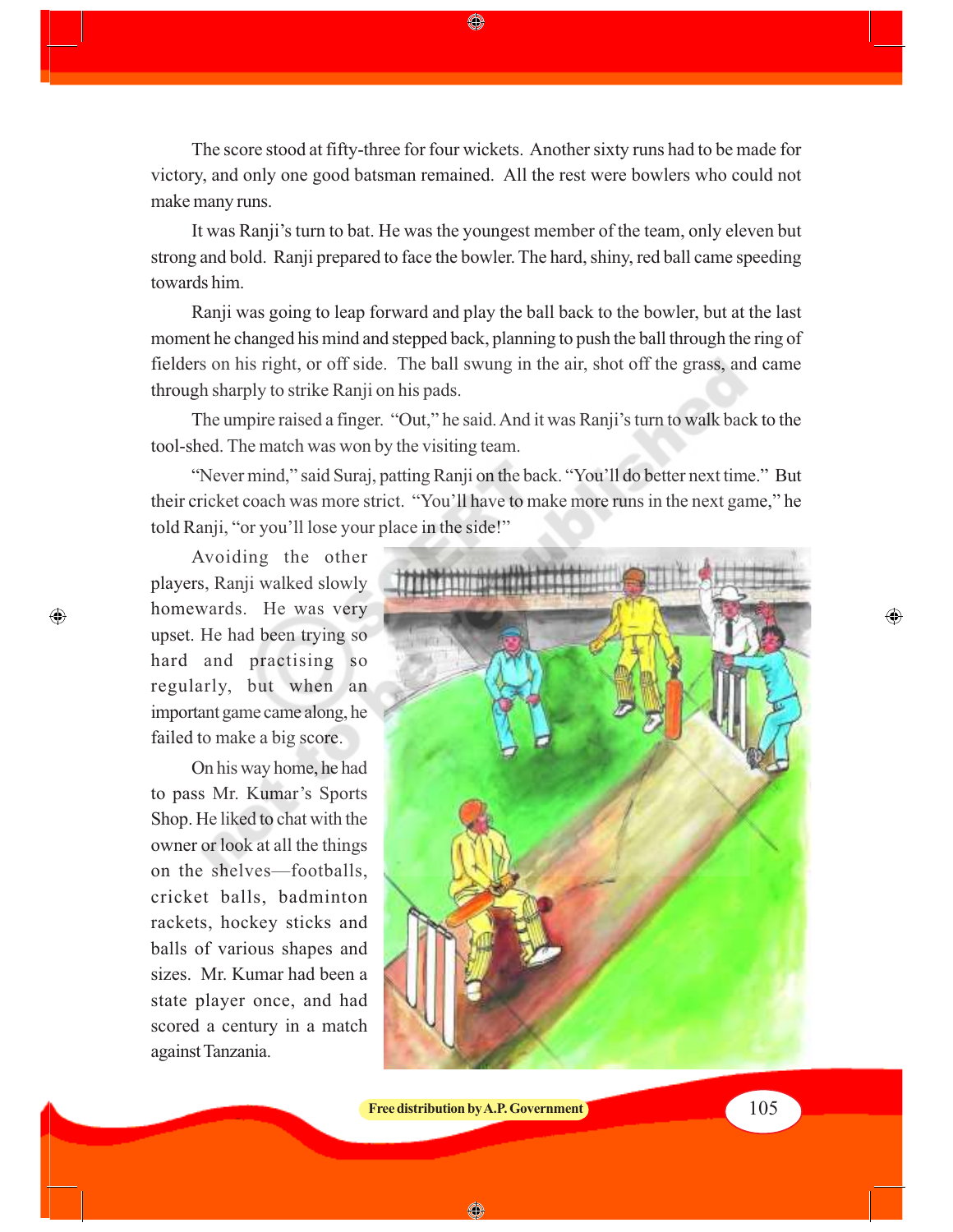The score stood at fifty-three for four wickets. Another sixty runs had to be made for victory, and only one good batsman remained. All the rest were bowlers who could not make many runs.

It was Ranji's turn to bat. He was the youngest member of the team, only eleven but strong and bold. Ranji prepared to face the bowler. The hard, shiny, red ball came speeding towards him.

Ranji was going to leap forward and play the ball back to the bowler, but at the last moment he changed his mind and stepped back, planning to push the ball through the ring of fielders on his right, or off side. The ball swung in the air, shot off the grass, and came through sharply to strike Ranji on his pads.

The umpire raised a finger. "Out," he said. And it was Ranji's turn to walk back to the tool-shed. The match was won by the visiting team.

"Never mind," said Suraj, patting Ranji on the back. "You'll do better next time." But their cricket coach was more strict. "You'll have to make more runs in the next game," he told Ranji, "or you'll lose your place in the side!"

Avoiding the other players, Ranji walked slowly homewards. He was very upset. He had been trying so hard and practising so regularly, but when an important game came along, he failed to make a big score.

On his way home, he had to pass Mr. Kumar's Sports Shop. He liked to chat with the owner or look at all the things on the shelves—footballs, cricket balls, badminton rackets, hockey sticks and balls of various shapes and sizes. Mr. Kumar had been a state player once, and had scored a century in a match against Tanzania.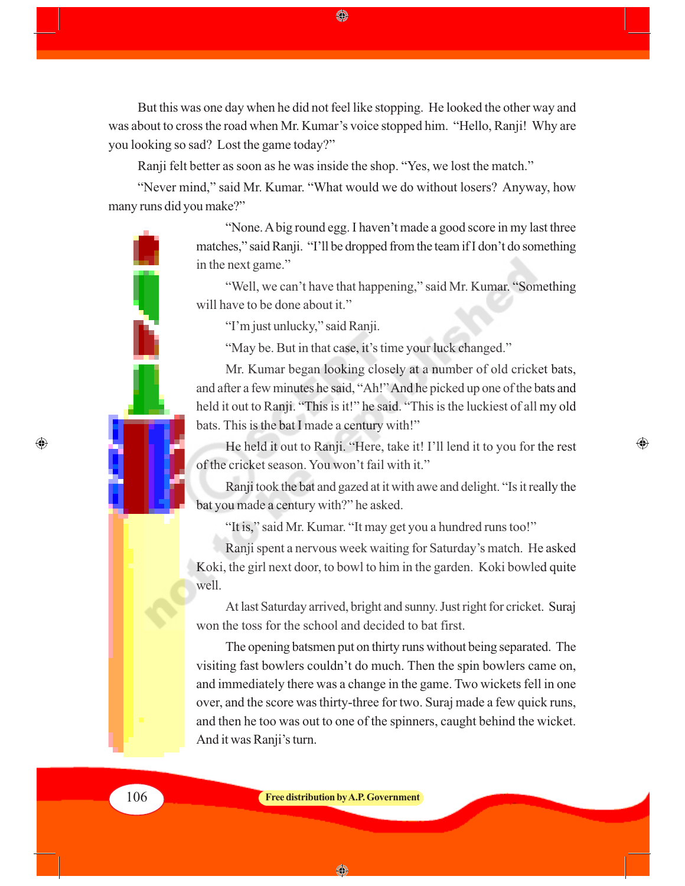But this was one day when he did not feel like stopping. He looked the other way and was about to cross the road when Mr. Kumar's voice stopped him. "Hello, Ranji! Why are you looking so sad? Lost the game today?"

Ranji felt better as soon as he was inside the shop. "Yes, we lost the match."

"Never mind," said Mr. Kumar. "What would we do without losers? Anyway, how many runs did you make?"

"None. A big round egg. I haven't made a good score in my last three matches," said Ranji. "I'll be dropped from the team if I don't do something in the next game."

"Well, we can't have that happening," said Mr. Kumar. "Something will have to be done about it."

"I'm just unlucky," said Ranji.

"May be. But in that case, it's time your luck changed."

Mr. Kumar began looking closely at a number of old cricket bats, and after a few minutes he said, "Ah!" And he picked up one of the bats and held it out to Ranji. "This is it!" he said. "This is the luckiest of all my old bats. This is the bat I made a century with!"

He held it out to Ranji. "Here, take it! I'll lend it to you for the rest of the cricket season. You won't fail with it."

Ranji took the bat and gazed at it with awe and delight. "Is it really the bat you made a century with?" he asked.

"It is," said Mr. Kumar. "It may get you a hundred runs too!"

Ranji spent a nervous week waiting for Saturday's match. He asked Koki, the girl next door, to bowl to him in the garden. Koki bowled quite well.

At last Saturday arrived, bright and sunny. Just right for cricket. Suraj won the toss for the school and decided to bat first.

The opening batsmen put on thirty runs without being separated. The visiting fast bowlers couldn't do much. Then the spin bowlers came on, and immediately there was a change in the game. Two wickets fell in one over, and the score was thirty-three for two. Suraj made a few quick runs, and then he too was out to one of the spinners, caught behind the wicket. And it was Ranji's turn.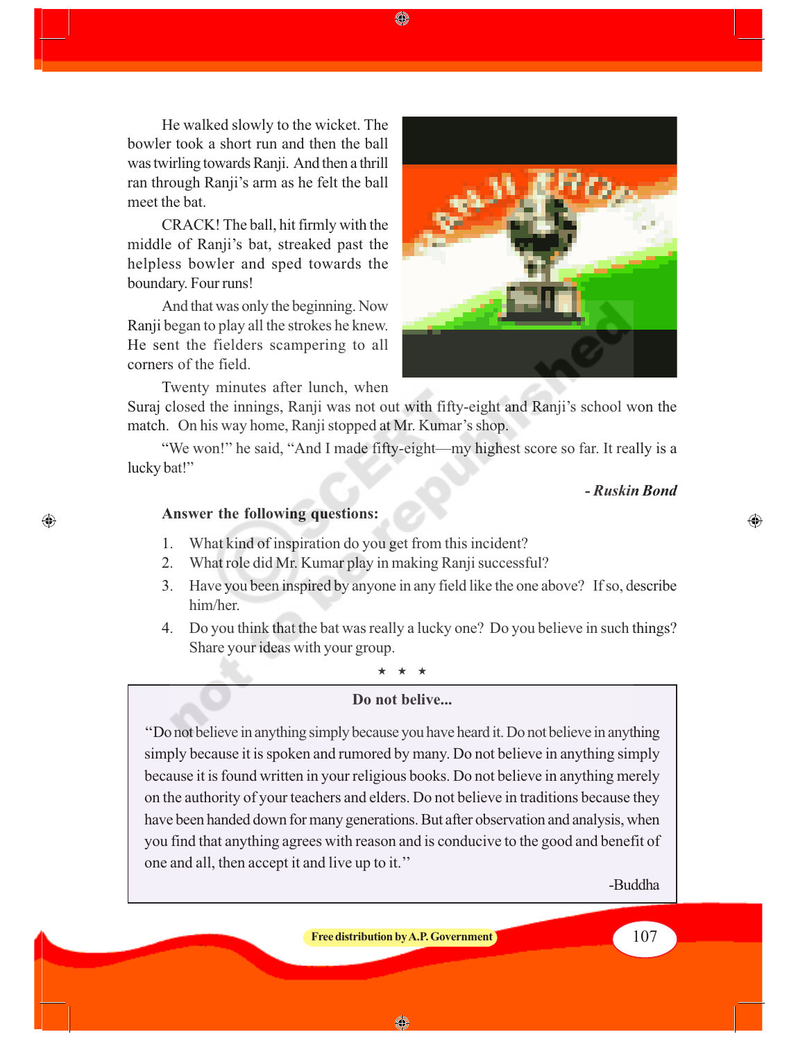He walked slowly to the wicket. The bowler took a short run and then the ball was twirling towards Ranji. And then a thrill ran through Ranji's arm as he felt the ball meet the bat.

CRACK! The ball, hit firmly with the middle of Ranji's bat, streaked past the helpless bowler and sped towards the boundary. Four runs!

And that was only the beginning. Now Ranji began to play all the strokes he knew. He sent the fielders scampering to all corners of the field.

Twenty minutes after lunch, when Suraj closed the innings, Ranji was not out with fifty-eight and Ranji's school won the match. On his way home, Ranji stopped at Mr. Kumar's shop.

"We won!" he said, "And I made fifty-eight—my highest score so far. It really is a lucky bat!"

***- Ruskin Bond***

**Answer the following questions:**

1. What kind of inspiration do you get from this incident?
2. What role did Mr. Kumar play in making Ranji successful?
3. Have you been inspired by anyone in any field like the one above? If so, describe him/her.
4. Do you think that the bat was really a lucky one? Do you believe in such things? Share your ideas with your group.

★ ★ ★

**Do not belive...**

"Do not believe in anything simply because you have heard it. Do not believe in anything simply because it is spoken and rumored by many. Do not believe in anything simply because it is found written in your religious books. Do not believe in anything merely on the authority of your teachers and elders. Do not believe in traditions because they have been handed down for many generations. But after observation and analysis, when you find that anything agrees with reason and is conducive to the good and benefit of one and all, then accept it and live up to it."

-Buddha